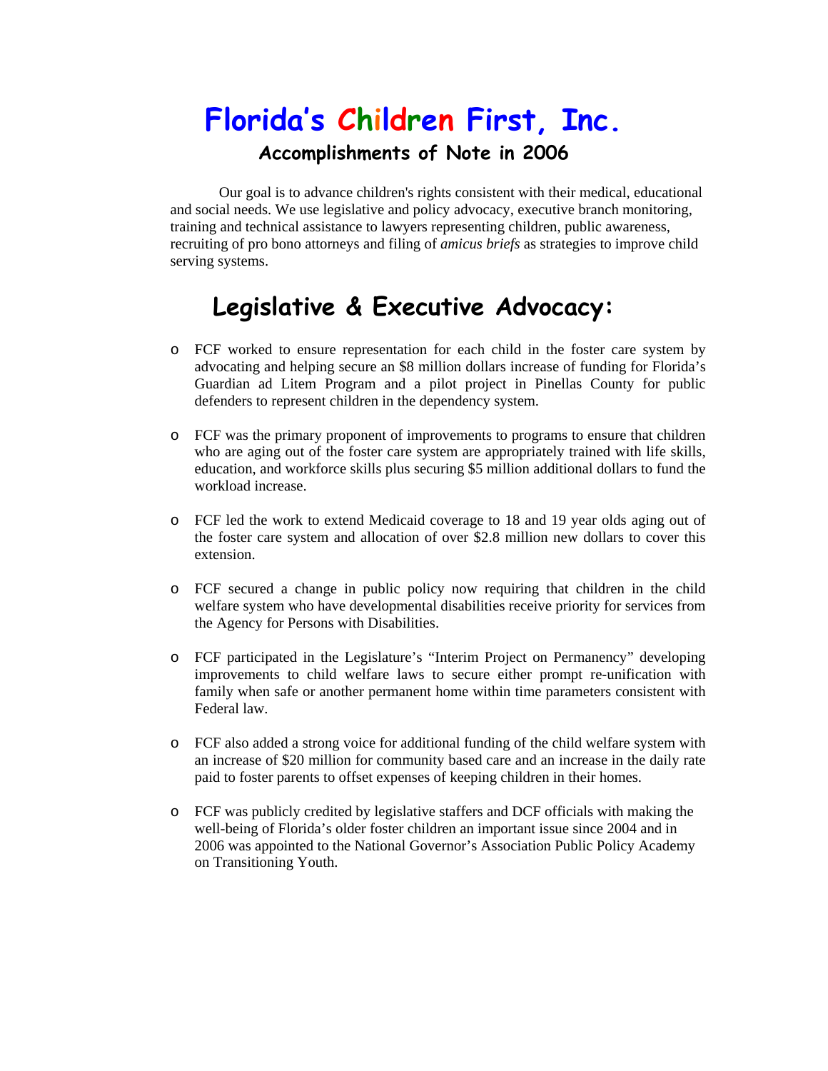# Florida's Children First, Inc.

### Accomplishments of Note in 2006

Our goal is to advance children's rights consistent with their medical, educational and social needs. We use legislative and policy advocacy, executive branch monitoring, training and technical assistance to lawyers representing children, public awareness, recruiting of pro bono attorneys and filing of *amicus briefs* as strategies to improve child serving systems.

## Legislative & Executive Advocacy:

- FCF worked to ensure representation for each child in the foster care system by advocating and helping secure an $8 million dollars increase of funding for Florida's Guardian ad Litem Program and a pilot project in Pinellas County for public defenders to represent children in the dependency system.

- FCF was the primary proponent of improvements to programs to ensure that children who are aging out of the foster care system are appropriately trained with life skills, education, and workforce skills plus securing $5 million additional dollars to fund the workload increase.

- FCF led the work to extend Medicaid coverage to 18 and 19 year olds aging out of the foster care system and allocation of over $2.8 million new dollars to cover this extension.

- FCF secured a change in public policy now requiring that children in the child welfare system who have developmental disabilities receive priority for services from the Agency for Persons with Disabilities.

- FCF participated in the Legislature's "Interim Project on Permanency" developing improvements to child welfare laws to secure either prompt re-unification with family when safe or another permanent home within time parameters consistent with Federal law.

- FCF also added a strong voice for additional funding of the child welfare system with an increase of $20 million for community based care and an increase in the daily rate paid to foster parents to offset expenses of keeping children in their homes.

- FCF was publicly credited by legislative staffers and DCF officials with making the well-being of Florida's older foster children an important issue since 2004 and in 2006 was appointed to the National Governor's Association Public Policy Academy on Transitioning Youth.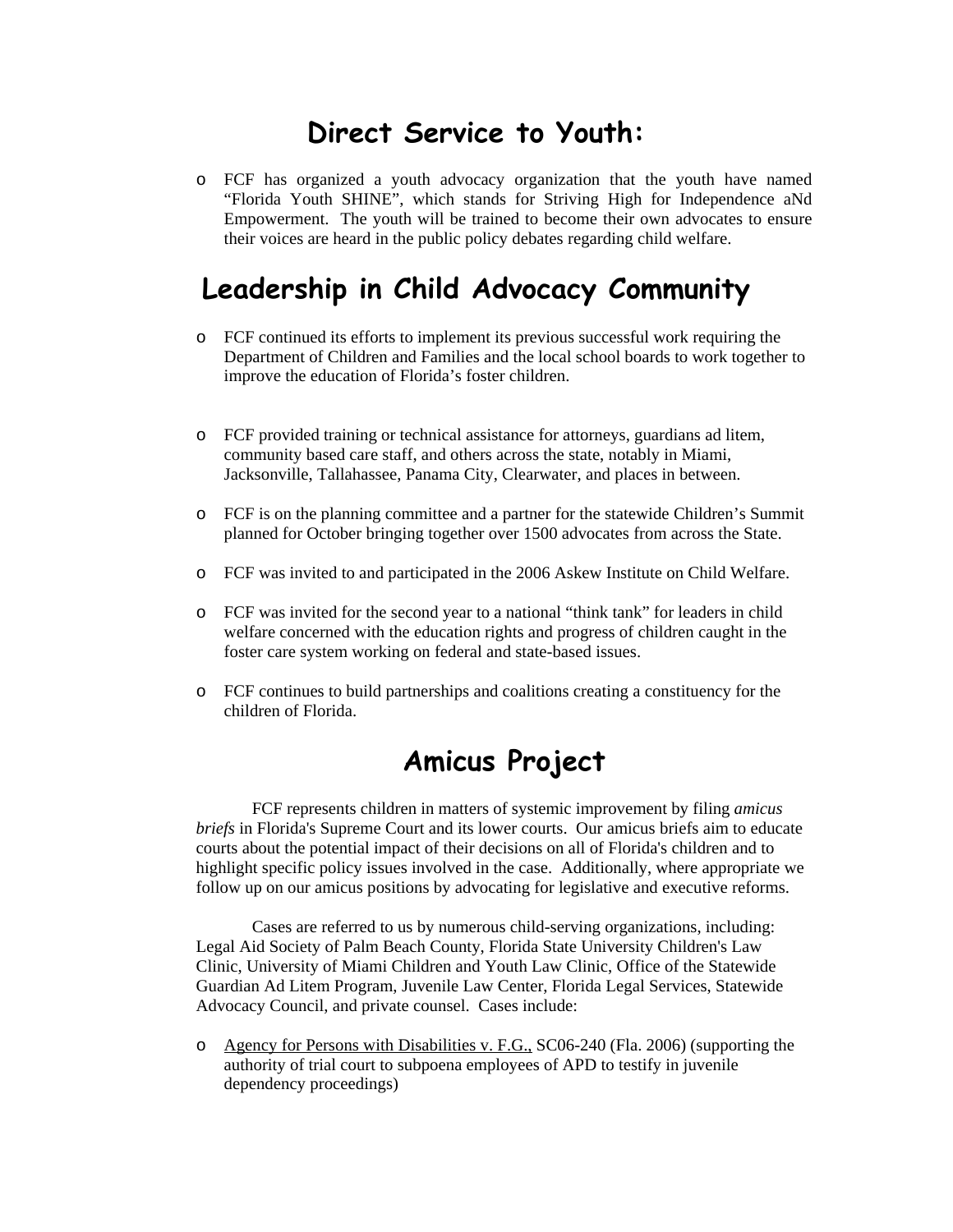## Direct Service to Youth:

- FCF has organized a youth advocacy organization that the youth have named "Florida Youth SHINE", which stands for Striving High for Independence aNd Empowerment. The youth will be trained to become their own advocates to ensure their voices are heard in the public policy debates regarding child welfare.

## Leadership in Child Advocacy Community

- FCF continued its efforts to implement its previous successful work requiring the Department of Children and Families and the local school boards to work together to improve the education of Florida's foster children.

- FCF provided training or technical assistance for attorneys, guardians ad litem, community based care staff, and others across the state, notably in Miami, Jacksonville, Tallahassee, Panama City, Clearwater, and places in between.

- FCF is on the planning committee and a partner for the statewide Children's Summit planned for October bringing together over 1500 advocates from across the State.

- FCF was invited to and participated in the 2006 Askew Institute on Child Welfare.

- FCF was invited for the second year to a national "think tank" for leaders in child welfare concerned with the education rights and progress of children caught in the foster care system working on federal and state-based issues.

- FCF continues to build partnerships and coalitions creating a constituency for the children of Florida.

## Amicus Project

FCF represents children in matters of systemic improvement by filing *amicus briefs* in Florida's Supreme Court and its lower courts. Our amicus briefs aim to educate courts about the potential impact of their decisions on all of Florida's children and to highlight specific policy issues involved in the case. Additionally, where appropriate we follow up on our amicus positions by advocating for legislative and executive reforms.

Cases are referred to us by numerous child-serving organizations, including: Legal Aid Society of Palm Beach County, Florida State University Children's Law Clinic, University of Miami Children and Youth Law Clinic, Office of the Statewide Guardian Ad Litem Program, Juvenile Law Center, Florida Legal Services, Statewide Advocacy Council, and private counsel. Cases include:

- <u>Agency for Persons with Disabilities v. F.G.,</u> SC06-240 (Fla. 2006) (supporting the authority of trial court to subpoena employees of APD to testify in juvenile dependency proceedings)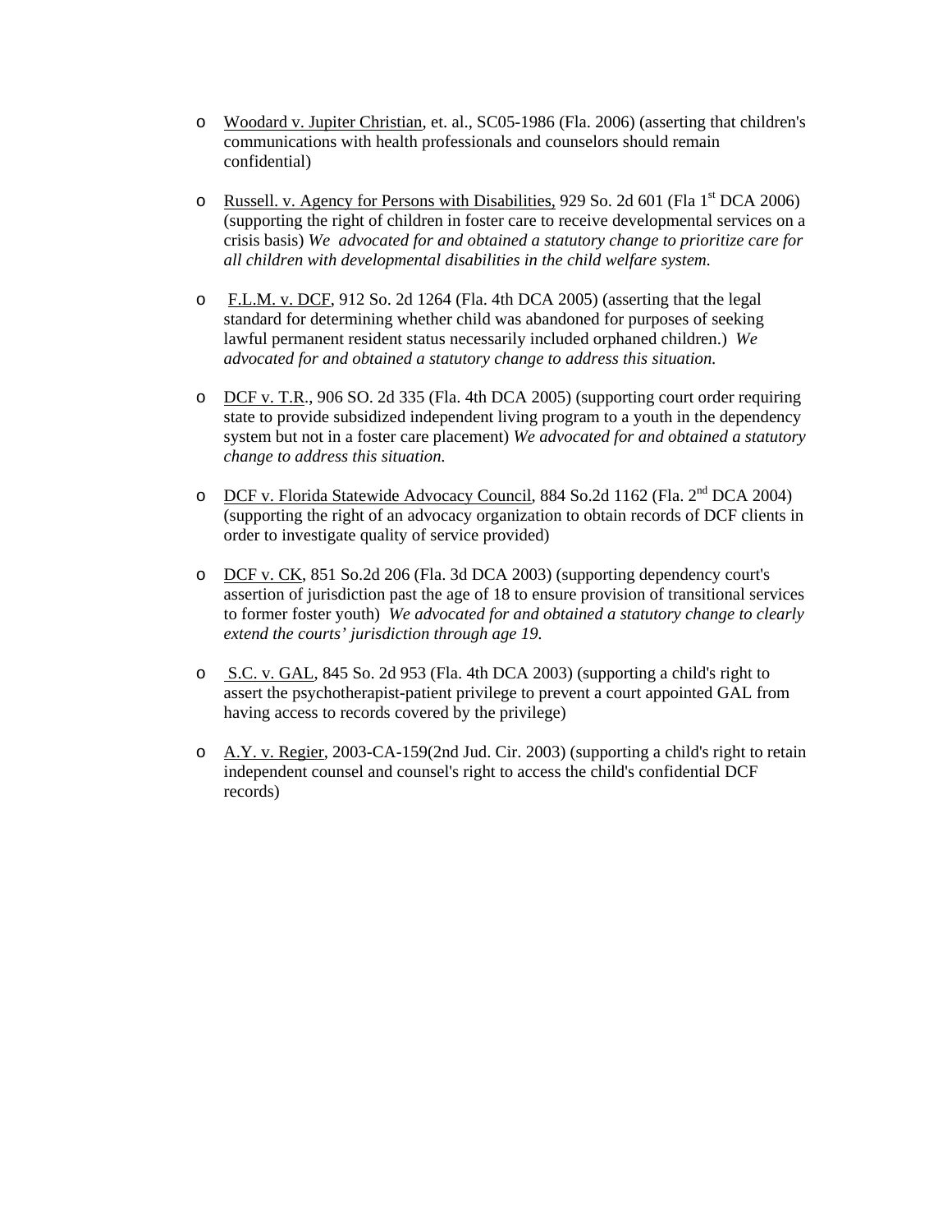- Woodard v. Jupiter Christian, et. al., SC05-1986 (Fla. 2006) (asserting that children's communications with health professionals and counselors should remain confidential)

- Russell. v. Agency for Persons with Disabilities, 929 So. 2d 601 (Fla 1st DCA 2006) (supporting the right of children in foster care to receive developmental services on a crisis basis) *We advocated for and obtained a statutory change to prioritize care for all children with developmental disabilities in the child welfare system.*

- F.L.M. v. DCF, 912 So. 2d 1264 (Fla. 4th DCA 2005) (asserting that the legal standard for determining whether child was abandoned for purposes of seeking lawful permanent resident status necessarily included orphaned children.) *We advocated for and obtained a statutory change to address this situation.*

- DCF v. T.R., 906 SO. 2d 335 (Fla. 4th DCA 2005) (supporting court order requiring state to provide subsidized independent living program to a youth in the dependency system but not in a foster care placement) *We advocated for and obtained a statutory change to address this situation.*

- DCF v. Florida Statewide Advocacy Council, 884 So.2d 1162 (Fla. 2nd DCA 2004) (supporting the right of an advocacy organization to obtain records of DCF clients in order to investigate quality of service provided)

- DCF v. CK, 851 So.2d 206 (Fla. 3d DCA 2003) (supporting dependency court's assertion of jurisdiction past the age of 18 to ensure provision of transitional services to former foster youth) *We advocated for and obtained a statutory change to clearly extend the courts' jurisdiction through age 19.*

- S.C. v. GAL, 845 So. 2d 953 (Fla. 4th DCA 2003) (supporting a child's right to assert the psychotherapist-patient privilege to prevent a court appointed GAL from having access to records covered by the privilege)

- A.Y. v. Regier, 2003-CA-159(2nd Jud. Cir. 2003) (supporting a child's right to retain independent counsel and counsel's right to access the child's confidential DCF records)